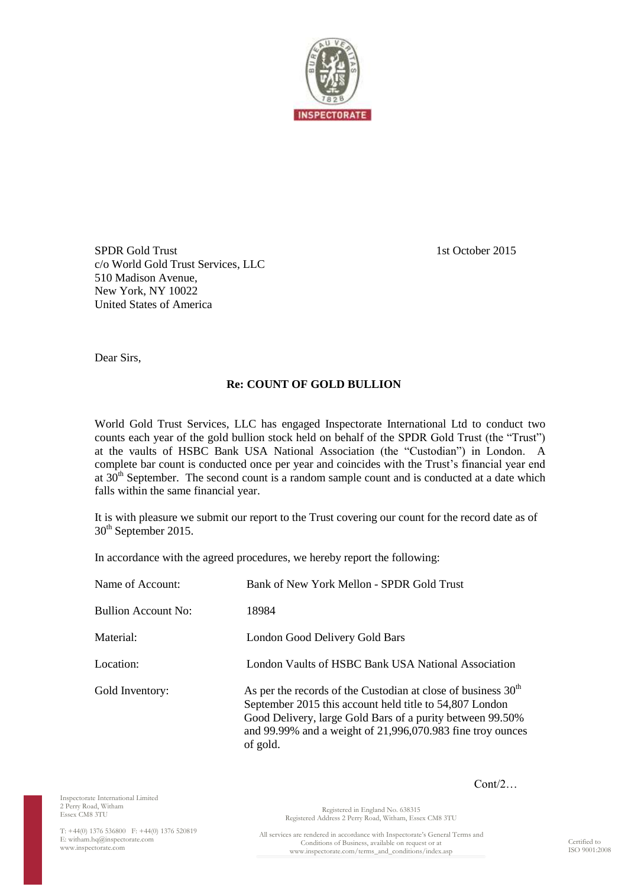SPDR Gold Trust
c/o World Gold Trust Services, LLC
510 Madison Avenue,
New York, NY 10022
United States of America

1st October 2015

Dear Sirs,

**Re: COUNT OF GOLD BULLION**

World Gold Trust Services, LLC has engaged Inspectorate International Ltd to conduct two counts each year of the gold bullion stock held on behalf of the SPDR Gold Trust (the "Trust") at the vaults of HSBC Bank USA National Association (the "Custodian") in London. A complete bar count is conducted once per year and coincides with the Trust's financial year end at 30th September. The second count is a random sample count and is conducted at a date which falls within the same financial year.

It is with pleasure we submit our report to the Trust covering our count for the record date as of 30th September 2015.

In accordance with the agreed procedures, we hereby report the following:

| | |
|---|---|
| Name of Account: | Bank of New York Mellon - SPDR Gold Trust |
| Bullion Account No: | 18984 |
| Material: | London Good Delivery Gold Bars |
| Location: | London Vaults of HSBC Bank USA National Association |
| Gold Inventory: | As per the records of the Custodian at close of business 30th September 2015 this account held title to 54,807 London Good Delivery, large Gold Bars of a purity between 99.50% and 99.99% and a weight of 21,996,070.983 fine troy ounces of gold. |

Cont/2…

Inspectorate International Limited
2 Perry Road, Witham
Essex CM8 3TU

T: +44(0) 1376 536800 F: +44(0) 1376 520819
E: witham.hq@inspectorate.com
www.inspectorate.com

Registered in England No. 638315
Registered Address 2 Perry Road, Witham, Essex CM8 3TU

All services are rendered in accordance with Inspectorate's General Terms and Conditions of Business, available on request or at www.inspectorate.com/terms_and_conditions/index.asp

Certified to ISO 9001:2008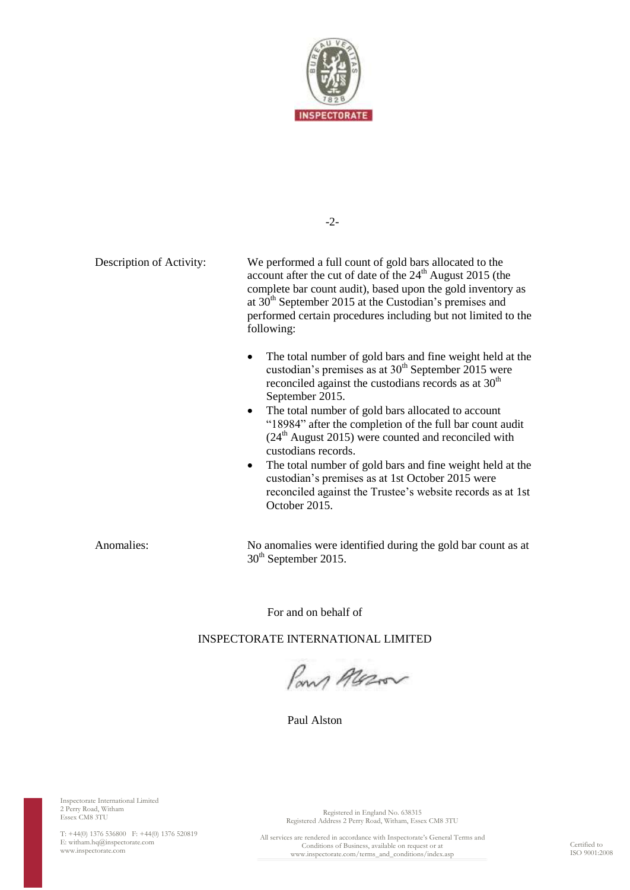Description of Activity: We performed a full count of gold bars allocated to the account after the cut of date of the 24th August 2015 (the complete bar count audit), based upon the gold inventory as at 30th September 2015 at the Custodian's premises and performed certain procedures including but not limited to the following:

- The total number of gold bars and fine weight held at the custodian's premises as at 30th September 2015 were reconciled against the custodians records as at 30th September 2015.
- The total number of gold bars allocated to account "18984" after the completion of the full bar count audit (24th August 2015) were counted and reconciled with custodians records.
- The total number of gold bars and fine weight held at the custodian's premises as at 1st October 2015 were reconciled against the Trustee's website records as at 1st October 2015.

Anomalies: No anomalies were identified during the gold bar count as at 30th September 2015.

For and on behalf of

INSPECTORATE INTERNATIONAL LIMITED

Paul Alston

Inspectorate International Limited
2 Perry Road, Witham
Essex CM8 3TU

T: +44(0) 1376 536800 F: +44(0) 1376 520819
E: witham.hq@inspectorate.com
www.inspectorate.com

Registered in England No. 638315
Registered Address 2 Perry Road, Witham, Essex CM8 3TU

All services are rendered in accordance with Inspectorate's General Terms and Conditions of Business, available on request or at www.inspectorate.com/terms_and_conditions/index.asp

Certified to ISO 9001:2008